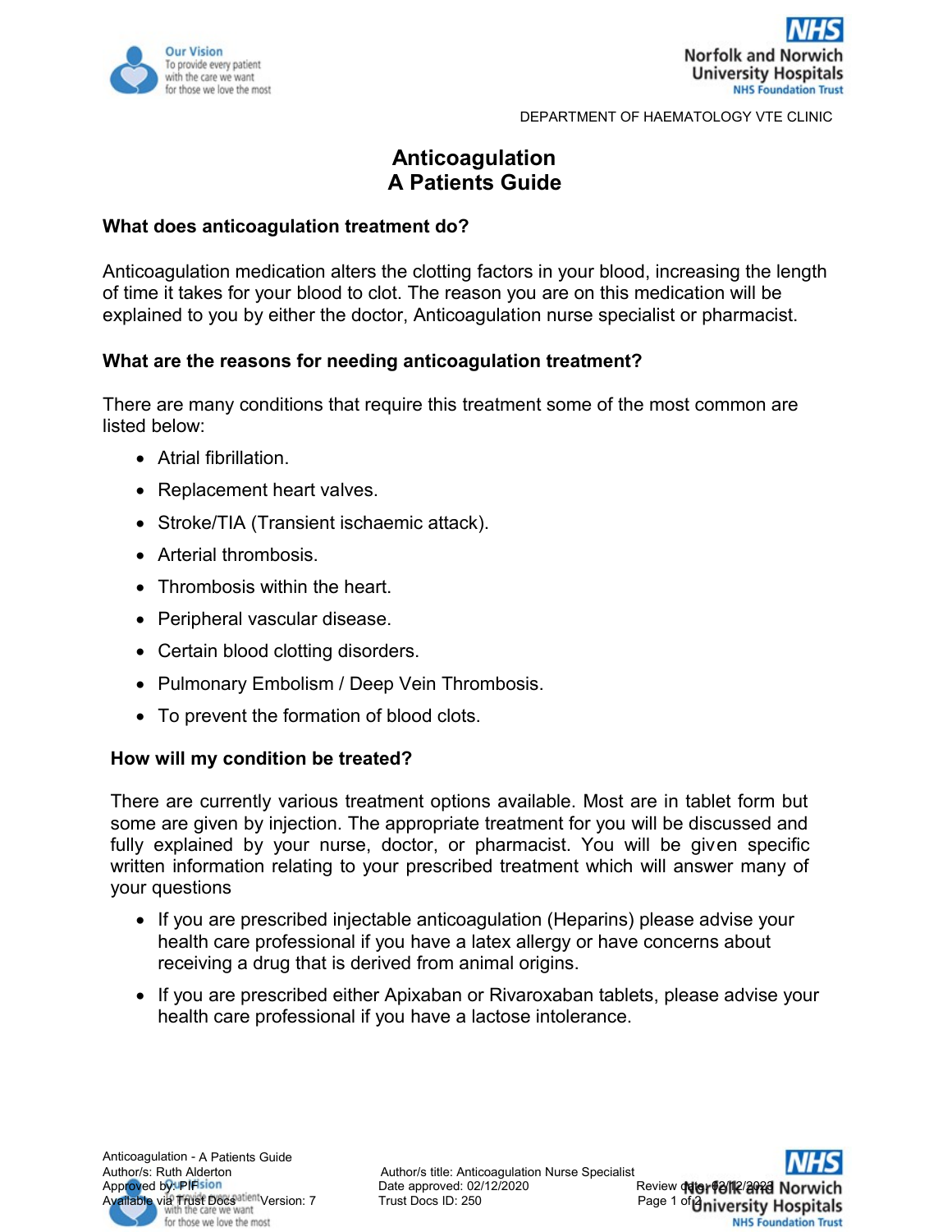DEPARTMENT OF HAEMATOLOGY VTE CLINIC

# Anticoagulation
# A Patients Guide

## What does anticoagulation treatment do?

Anticoagulation medication alters the clotting factors in your blood, increasing the length of time it takes for your blood to clot. The reason you are on this medication will be explained to you by either the doctor, Anticoagulation nurse specialist or pharmacist.

## What are the reasons for needing anticoagulation treatment?

There are many conditions that require this treatment some of the most common are listed below:

- Atrial fibrillation.
- Replacement heart valves.
- Stroke/TIA (Transient ischaemic attack).
- Arterial thrombosis.
- Thrombosis within the heart.
- Peripheral vascular disease.
- Certain blood clotting disorders.
- Pulmonary Embolism / Deep Vein Thrombosis.
- To prevent the formation of blood clots.

## How will my condition be treated?

There are currently various treatment options available. Most are in tablet form but some are given by injection. The appropriate treatment for you will be discussed and fully explained by your nurse, doctor, or pharmacist. You will be given specific written information relating to your prescribed treatment which will answer many of your questions

- If you are prescribed injectable anticoagulation (Heparins) please advise your health care professional if you have a latex allergy or have concerns about receiving a drug that is derived from animal origins.
- If you are prescribed either Apixaban or Rivaroxaban tablets, please advise your health care professional if you have a lactose intolerance.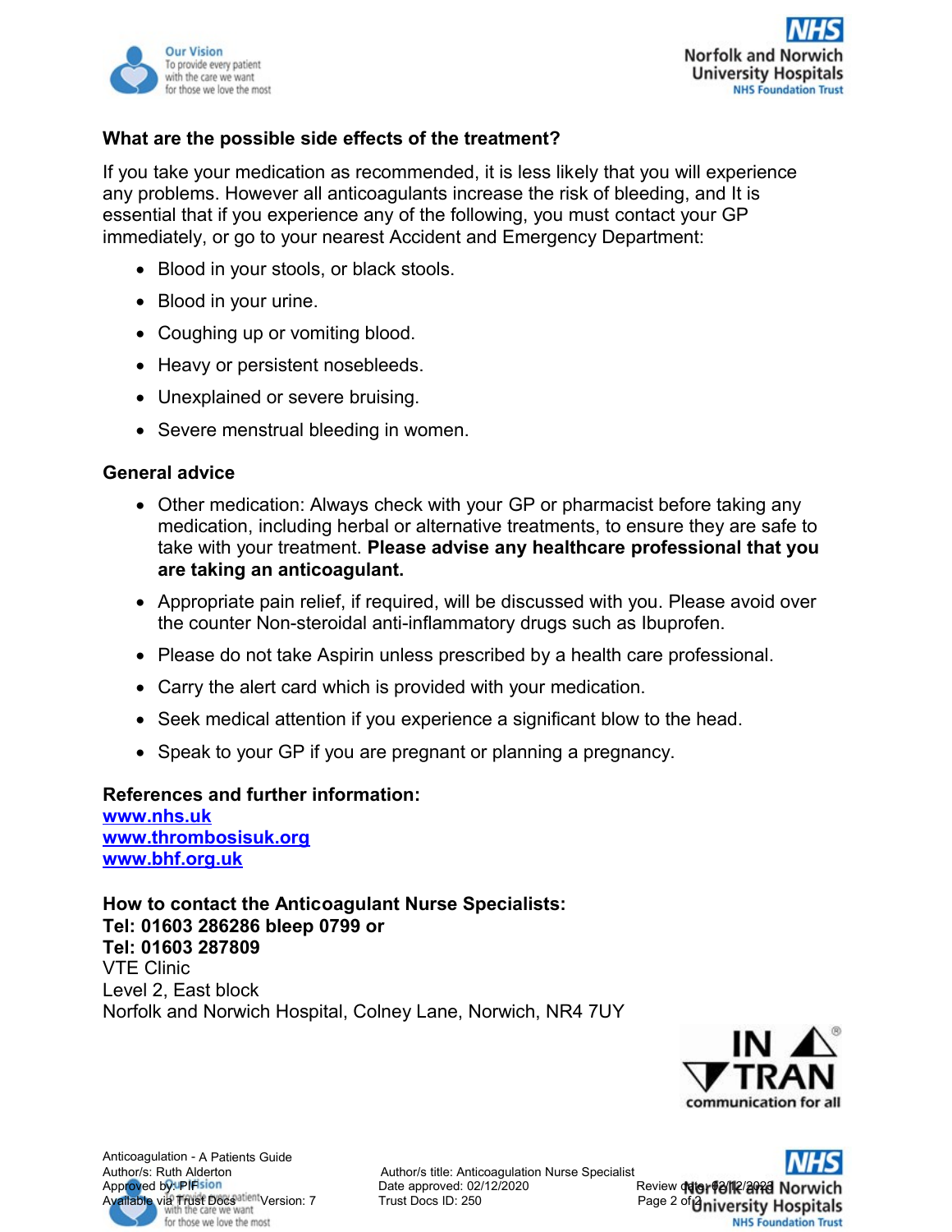### What are the possible side effects of the treatment?

If you take your medication as recommended, it is less likely that you will experience any problems. However all anticoagulants increase the risk of bleeding, and It is essential that if you experience any of the following, you must contact your GP immediately, or go to your nearest Accident and Emergency Department:

- Blood in your stools, or black stools.
- Blood in your urine.
- Coughing up or vomiting blood.
- Heavy or persistent nosebleeds.
- Unexplained or severe bruising.
- Severe menstrual bleeding in women.

### General advice

- Other medication: Always check with your GP or pharmacist before taking any medication, including herbal or alternative treatments, to ensure they are safe to take with your treatment. **Please advise any healthcare professional that you are taking an anticoagulant.**
- Appropriate pain relief, if required, will be discussed with you. Please avoid over the counter Non-steroidal anti-inflammatory drugs such as Ibuprofen.
- Please do not take Aspirin unless prescribed by a health care professional.
- Carry the alert card which is provided with your medication.
- Seek medical attention if you experience a significant blow to the head.
- Speak to your GP if you are pregnant or planning a pregnancy.

**References and further information:**
[www.nhs.uk](http://www.nhs.uk)
[www.thrombosisuk.org](http://www.thrombosisuk.org)
[www.bhf.org.uk](http://www.bhf.org.uk)

**How to contact the Anticoagulant Nurse Specialists:**
**Tel: 01603 286286 bleep 0799 or**
**Tel: 01603 287809**
VTE Clinic
Level 2, East block
Norfolk and Norwich Hospital, Colney Lane, Norwich, NR4 7UY

IN TRAN communication for all

Anticoagulation - A Patients Guide
Author/s: Ruth Alderton
Approved by: PIF
Available via Trust Docs Version: 7
Author/s title: Anticoagulation Nurse Specialist
Date approved: 02/12/2020
Trust Docs ID: 250
Review date: 02/12/2023